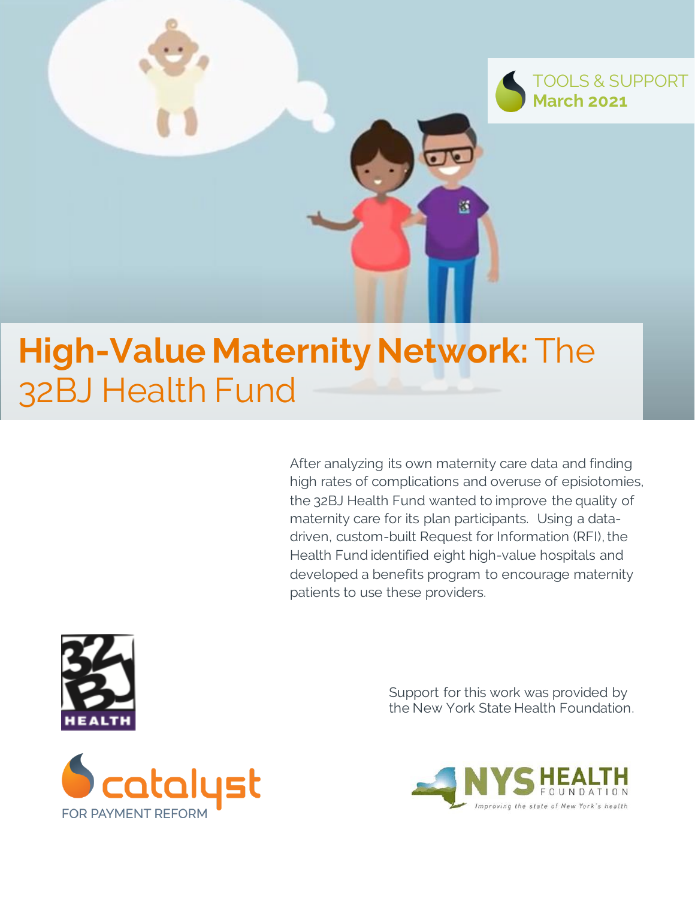TOOLS & SUPPORT
**March 2021**

# **High-Value Maternity Network:** The 32BJ Health Fund

After analyzing its own maternity care data and finding high rates of complications and overuse of episiotomies, the 32BJ Health Fund wanted to improve the quality of maternity care for its plan participants. Using a data-driven, custom-built Request for Information (RFI), the Health Fund identified eight high-value hospitals and developed a benefits program to encourage maternity patients to use these providers.

Support for this work was provided by the New York State Health Foundation.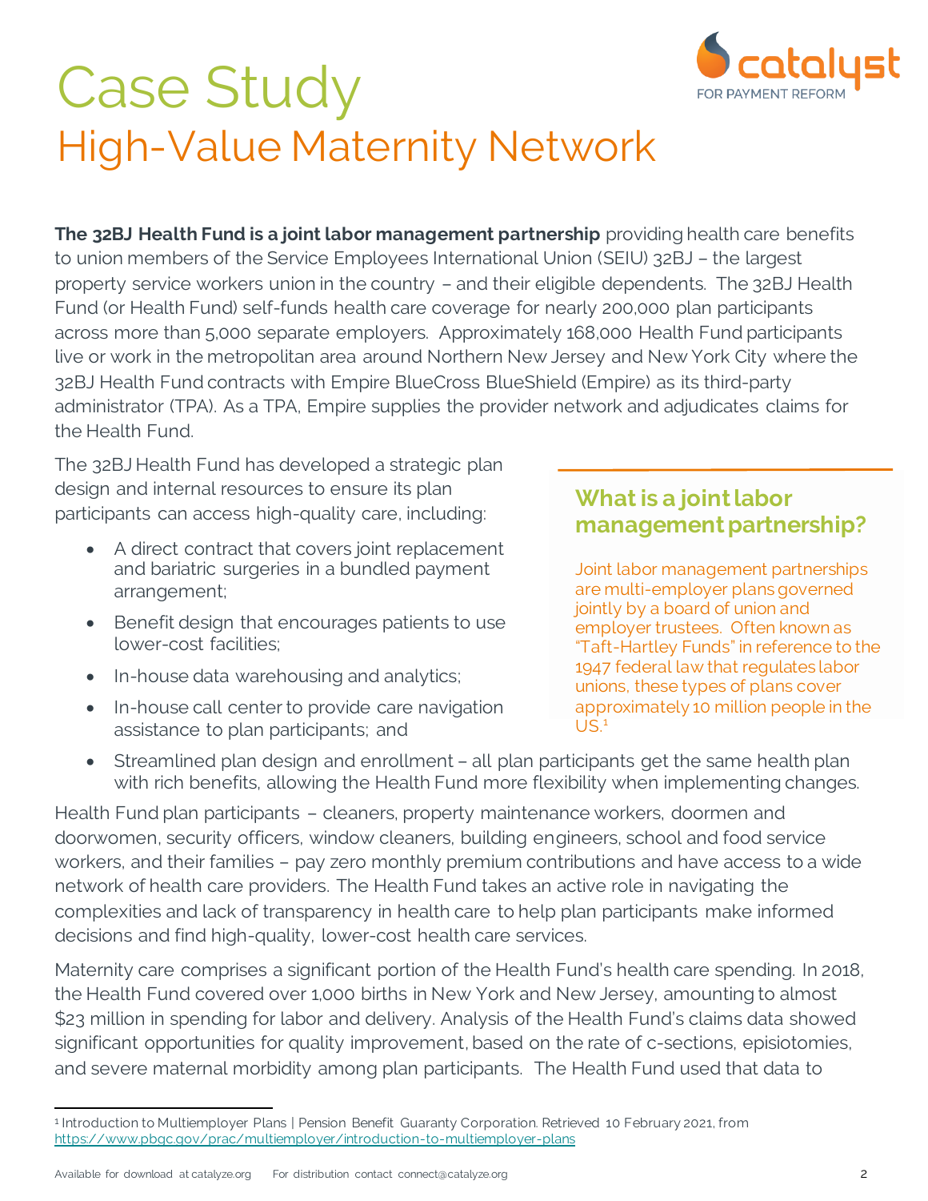# Case Study

## High-Value Maternity Network

**The 32BJ Health Fund is a joint labor management partnership** providing health care benefits to union members of the Service Employees International Union (SEIU) 32BJ – the largest property service workers union in the country – and their eligible dependents. The 32BJ Health Fund (or Health Fund) self-funds health care coverage for nearly 200,000 plan participants across more than 5,000 separate employers. Approximately 168,000 Health Fund participants live or work in the metropolitan area around Northern New Jersey and New York City where the 32BJ Health Fund contracts with Empire BlueCross BlueShield (Empire) as its third-party administrator (TPA). As a TPA, Empire supplies the provider network and adjudicates claims for the Health Fund.

The 32BJ Health Fund has developed a strategic plan design and internal resources to ensure its plan participants can access high-quality care, including:

- A direct contract that covers joint replacement and bariatric surgeries in a bundled payment arrangement;
- Benefit design that encourages patients to use lower-cost facilities;
- In-house data warehousing and analytics;
- In-house call center to provide care navigation assistance to plan participants; and
- Streamlined plan design and enrollment – all plan participants get the same health plan with rich benefits, allowing the Health Fund more flexibility when implementing changes.

### What is a joint labor management partnership?

Joint labor management partnerships are multi-employer plans governed jointly by a board of union and employer trustees. Often known as "Taft-Hartley Funds" in reference to the 1947 federal law that regulates labor unions, these types of plans cover approximately 10 million people in the US.[1]

Health Fund plan participants – cleaners, property maintenance workers, doormen and doorwomen, security officers, window cleaners, building engineers, school and food service workers, and their families – pay zero monthly premium contributions and have access to a wide network of health care providers. The Health Fund takes an active role in navigating the complexities and lack of transparency in health care to help plan participants make informed decisions and find high-quality, lower-cost health care services.

Maternity care comprises a significant portion of the Health Fund's health care spending. In 2018, the Health Fund covered over 1,000 births in New York and New Jersey, amounting to almost $23 million in spending for labor and delivery. Analysis of the Health Fund's claims data showed significant opportunities for quality improvement, based on the rate of c-sections, episiotomies, and severe maternal morbidity among plan participants. The Health Fund used that data to

---

[1] Introduction to Multiemployer Plans | Pension Benefit Guaranty Corporation. Retrieved 10 February 2021, from https://www.pbgc.gov/prac/multiemployer/introduction-to-multiemployer-plans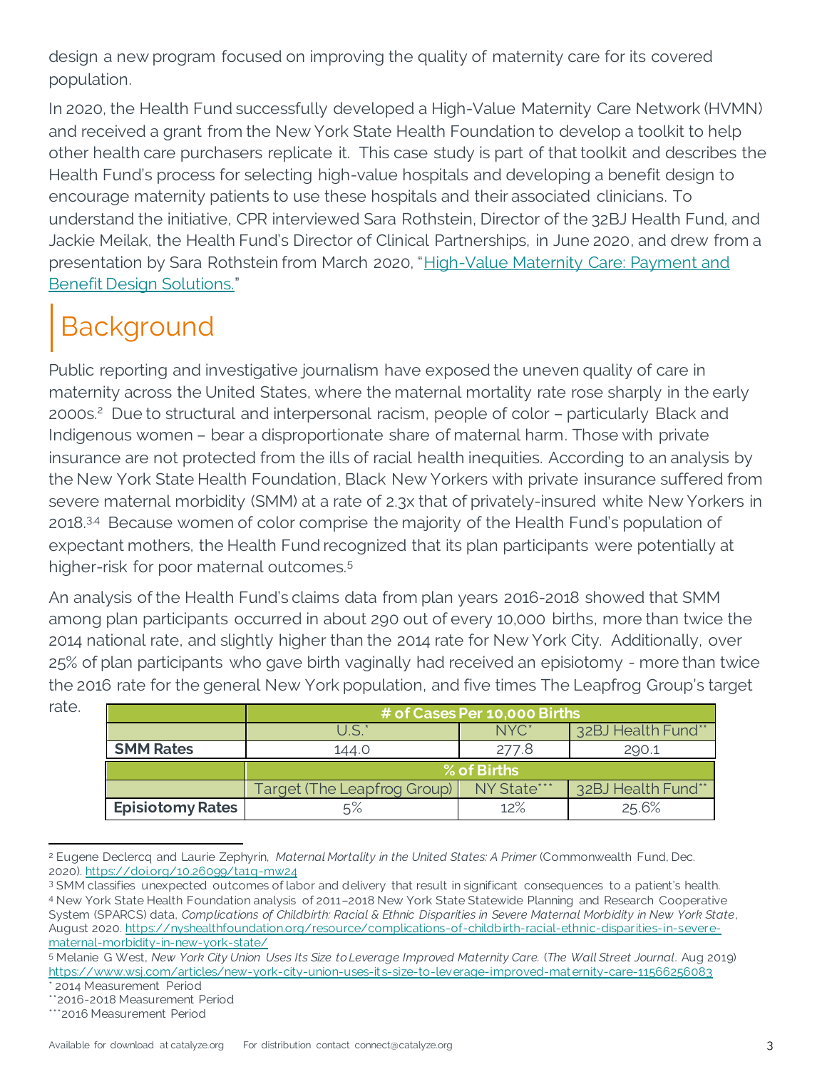design a new program focused on improving the quality of maternity care for its covered population.

In 2020, the Health Fund successfully developed a High-Value Maternity Care Network (HVMN) and received a grant from the New York State Health Foundation to develop a toolkit to help other health care purchasers replicate it. This case study is part of that toolkit and describes the Health Fund's process for selecting high-value hospitals and developing a benefit design to encourage maternity patients to use these hospitals and their associated clinicians. To understand the initiative, CPR interviewed Sara Rothstein, Director of the 32BJ Health Fund, and Jackie Meilak, the Health Fund's Director of Clinical Partnerships, in June 2020, and drew from a presentation by Sara Rothstein from March 2020, "High-Value Maternity Care: Payment and Benefit Design Solutions."

# Background

Public reporting and investigative journalism have exposed the uneven quality of care in maternity across the United States, where the maternal mortality rate rose sharply in the early 2000s.[2] Due to structural and interpersonal racism, people of color – particularly Black and Indigenous women – bear a disproportionate share of maternal harm. Those with private insurance are not protected from the ills of racial health inequities. According to an analysis by the New York State Health Foundation, Black New Yorkers with private insurance suffered from severe maternal morbidity (SMM) at a rate of 2.3x that of privately-insured white New Yorkers in 2018.[3,4] Because women of color comprise the majority of the Health Fund's population of expectant mothers, the Health Fund recognized that its plan participants were potentially at higher-risk for poor maternal outcomes.[5]

An analysis of the Health Fund's claims data from plan years 2016-2018 showed that SMM among plan participants occurred in about 290 out of every 10,000 births, more than twice the 2014 national rate, and slightly higher than the 2014 rate for New York City. Additionally, over 25% of plan participants who gave birth vaginally had received an episiotomy - more than twice the 2016 rate for the general New York population, and five times The Leapfrog Group's target rate.

| | # of Cases Per 10,000 Births | | |
|---|---|---|---|
| | U.S.* | NYC* | 32BJ Health Fund** |
| **SMM Rates** | 144.0 | 277.8 | 290.1 |
| | **% of Births** | | |
| | Target (The Leapfrog Group) | NY State*** | 32BJ Health Fund** |
| **Episiotomy Rates** | 5% | 12% | 25.6% |

[2] Eugene Declercq and Laurie Zephyrin, *Maternal Mortality in the United States: A Primer* (Commonwealth Fund, Dec. 2020). https://doi.org/10.26099/ta1q-mw24

[3] SMM classifies unexpected outcomes of labor and delivery that result in significant consequences to a patient's health.

[4] New York State Health Foundation analysis of 2011–2018 New York State Statewide Planning and Research Cooperative System (SPARCS) data, *Complications of Childbirth: Racial & Ethnic Disparities in Severe Maternal Morbidity in New York State*, August 2020. https://nyshealthfoundation.org/resource/complications-of-childbirth-racial-ethnic-disparities-in-severe-maternal-morbidity-in-new-york-state/

[5] Melanie G West, *New York City Union Uses Its Size to Leverage Improved Maternity Care*. (*The Wall Street Journal*. Aug 2019) https://www.wsj.com/articles/new-york-city-union-uses-its-size-to-leverage-improved-maternity-care-11566256083

* 2014 Measurement Period

** 2016-2018 Measurement Period

*** 2016 Measurement Period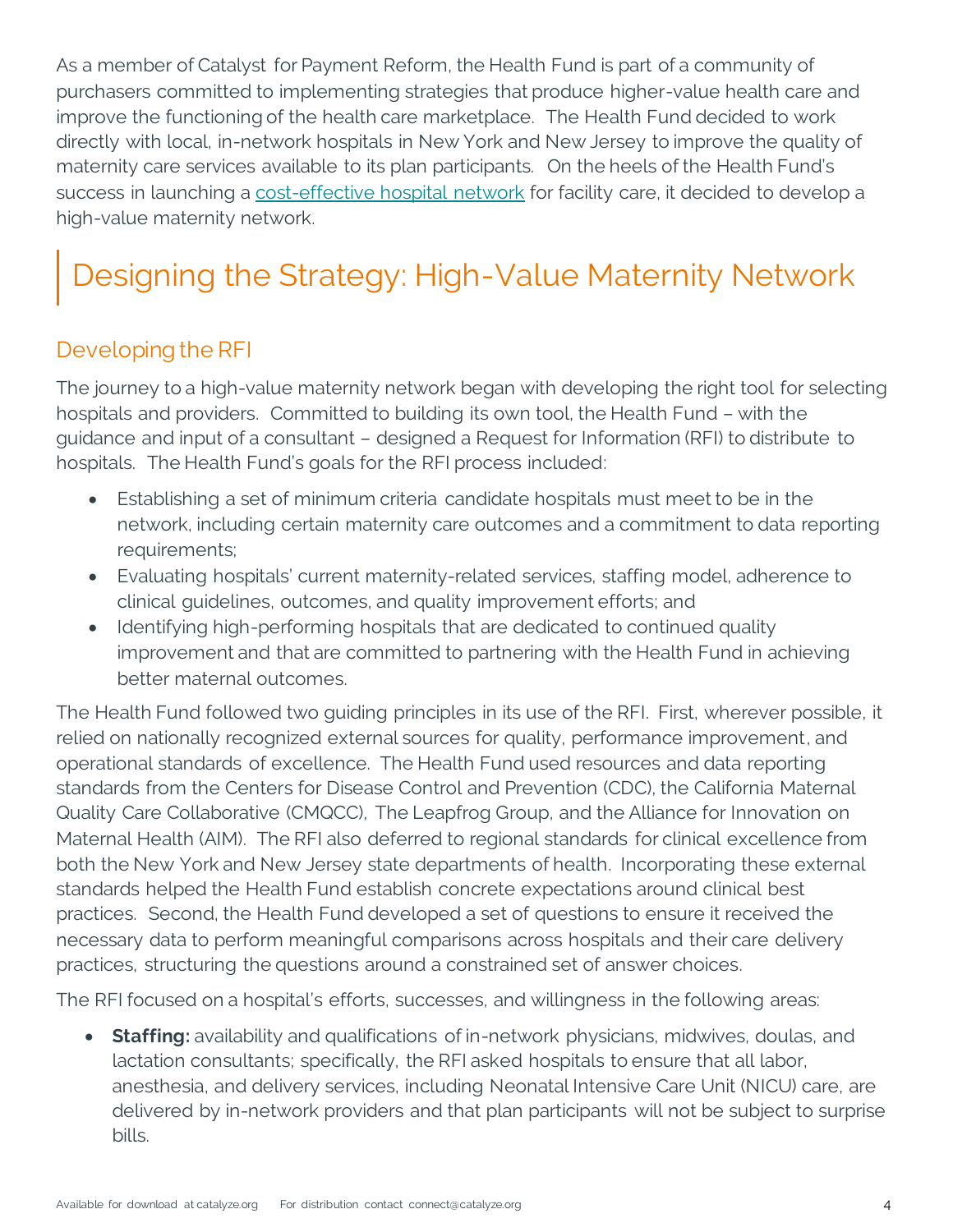As a member of Catalyst for Payment Reform, the Health Fund is part of a community of purchasers committed to implementing strategies that produce higher-value health care and improve the functioning of the health care marketplace. The Health Fund decided to work directly with local, in-network hospitals in New York and New Jersey to improve the quality of maternity care services available to its plan participants. On the heels of the Health Fund's success in launching a [cost-effective hospital network](cost-effective hospital network) for facility care, it decided to develop a high-value maternity network.

# Designing the Strategy: High-Value Maternity Network

## Developing the RFI

The journey to a high-value maternity network began with developing the right tool for selecting hospitals and providers. Committed to building its own tool, the Health Fund – with the guidance and input of a consultant – designed a Request for Information (RFI) to distribute to hospitals. The Health Fund's goals for the RFI process included:

- Establishing a set of minimum criteria candidate hospitals must meet to be in the network, including certain maternity care outcomes and a commitment to data reporting requirements;
- Evaluating hospitals' current maternity-related services, staffing model, adherence to clinical guidelines, outcomes, and quality improvement efforts; and
- Identifying high-performing hospitals that are dedicated to continued quality improvement and that are committed to partnering with the Health Fund in achieving better maternal outcomes.

The Health Fund followed two guiding principles in its use of the RFI. First, wherever possible, it relied on nationally recognized external sources for quality, performance improvement, and operational standards of excellence. The Health Fund used resources and data reporting standards from the Centers for Disease Control and Prevention (CDC), the California Maternal Quality Care Collaborative (CMQCC), The Leapfrog Group, and the Alliance for Innovation on Maternal Health (AIM). The RFI also deferred to regional standards for clinical excellence from both the New York and New Jersey state departments of health. Incorporating these external standards helped the Health Fund establish concrete expectations around clinical best practices. Second, the Health Fund developed a set of questions to ensure it received the necessary data to perform meaningful comparisons across hospitals and their care delivery practices, structuring the questions around a constrained set of answer choices.

The RFI focused on a hospital's efforts, successes, and willingness in the following areas:

- **Staffing:** availability and qualifications of in-network physicians, midwives, doulas, and lactation consultants; specifically, the RFI asked hospitals to ensure that all labor, anesthesia, and delivery services, including Neonatal Intensive Care Unit (NICU) care, are delivered by in-network providers and that plan participants will not be subject to surprise bills.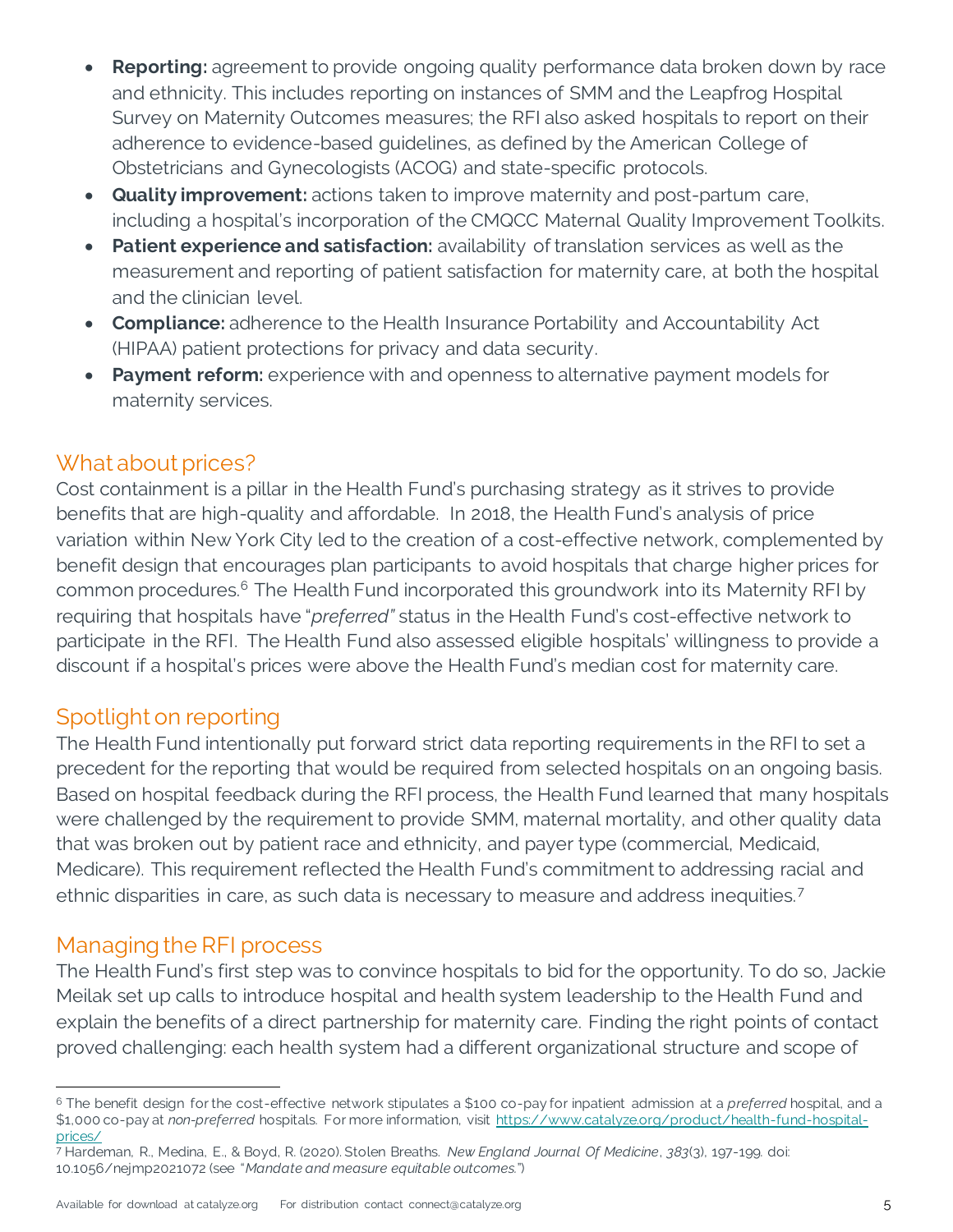- **Reporting:** agreement to provide ongoing quality performance data broken down by race and ethnicity. This includes reporting on instances of SMM and the Leapfrog Hospital Survey on Maternity Outcomes measures; the RFI also asked hospitals to report on their adherence to evidence-based guidelines, as defined by the American College of Obstetricians and Gynecologists (ACOG) and state-specific protocols.
- **Quality improvement:** actions taken to improve maternity and post-partum care, including a hospital's incorporation of the CMQCC Maternal Quality Improvement Toolkits.
- **Patient experience and satisfaction:** availability of translation services as well as the measurement and reporting of patient satisfaction for maternity care, at both the hospital and the clinician level.
- **Compliance:** adherence to the Health Insurance Portability and Accountability Act (HIPAA) patient protections for privacy and data security.
- **Payment reform:** experience with and openness to alternative payment models for maternity services.

## What about prices?

Cost containment is a pillar in the Health Fund's purchasing strategy as it strives to provide benefits that are high-quality and affordable. In 2018, the Health Fund's analysis of price variation within New York City led to the creation of a cost-effective network, complemented by benefit design that encourages plan participants to avoid hospitals that charge higher prices for common procedures.[6] The Health Fund incorporated this groundwork into its Maternity RFI by requiring that hospitals have "*preferred"* status in the Health Fund's cost-effective network to participate in the RFI. The Health Fund also assessed eligible hospitals' willingness to provide a discount if a hospital's prices were above the Health Fund's median cost for maternity care.

## Spotlight on reporting

The Health Fund intentionally put forward strict data reporting requirements in the RFI to set a precedent for the reporting that would be required from selected hospitals on an ongoing basis. Based on hospital feedback during the RFI process, the Health Fund learned that many hospitals were challenged by the requirement to provide SMM, maternal mortality, and other quality data that was broken out by patient race and ethnicity, and payer type (commercial, Medicaid, Medicare). This requirement reflected the Health Fund's commitment to addressing racial and ethnic disparities in care, as such data is necessary to measure and address inequities.[7]

## Managing the RFI process

The Health Fund's first step was to convince hospitals to bid for the opportunity. To do so, Jackie Meilak set up calls to introduce hospital and health system leadership to the Health Fund and explain the benefits of a direct partnership for maternity care. Finding the right points of contact proved challenging: each health system had a different organizational structure and scope of

---

[6] The benefit design for the cost-effective network stipulates a $100 co-pay for inpatient admission at a *preferred* hospital, and a $1,000 co-pay at *non-preferred* hospitals. For more information, visit https://www.catalyze.org/product/health-fund-hospital-prices/

[7] Hardeman, R., Medina, E., & Boyd, R. (2020). Stolen Breaths. *New England Journal Of Medicine*, *383*(3), 197-199. doi: 10.1056/nejmp2021072 (see "*Mandate and measure equitable outcomes.*")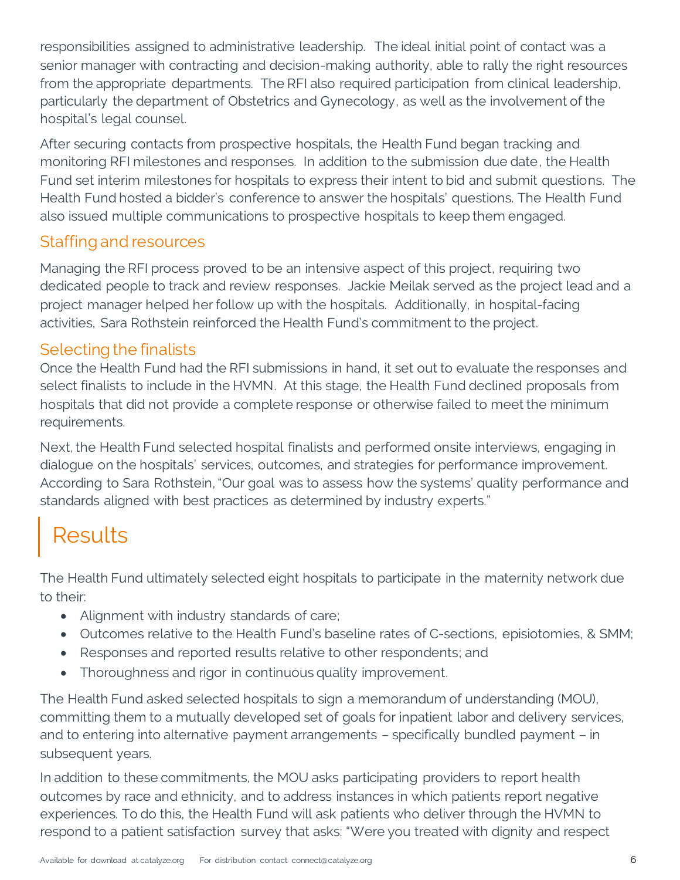responsibilities assigned to administrative leadership. The ideal initial point of contact was a senior manager with contracting and decision-making authority, able to rally the right resources from the appropriate departments. The RFI also required participation from clinical leadership, particularly the department of Obstetrics and Gynecology, as well as the involvement of the hospital's legal counsel.

After securing contacts from prospective hospitals, the Health Fund began tracking and monitoring RFI milestones and responses. In addition to the submission due date, the Health Fund set interim milestones for hospitals to express their intent to bid and submit questions. The Health Fund hosted a bidder's conference to answer the hospitals' questions. The Health Fund also issued multiple communications to prospective hospitals to keep them engaged.

## Staffing and resources

Managing the RFI process proved to be an intensive aspect of this project, requiring two dedicated people to track and review responses. Jackie Meilak served as the project lead and a project manager helped her follow up with the hospitals. Additionally, in hospital-facing activities, Sara Rothstein reinforced the Health Fund's commitment to the project.

## Selecting the finalists

Once the Health Fund had the RFI submissions in hand, it set out to evaluate the responses and select finalists to include in the HVMN. At this stage, the Health Fund declined proposals from hospitals that did not provide a complete response or otherwise failed to meet the minimum requirements.

Next, the Health Fund selected hospital finalists and performed onsite interviews, engaging in dialogue on the hospitals' services, outcomes, and strategies for performance improvement. According to Sara Rothstein, "Our goal was to assess how the systems' quality performance and standards aligned with best practices as determined by industry experts."

# Results

The Health Fund ultimately selected eight hospitals to participate in the maternity network due to their:

- Alignment with industry standards of care;
- Outcomes relative to the Health Fund's baseline rates of C-sections, episiotomies, & SMM;
- Responses and reported results relative to other respondents; and
- Thoroughness and rigor in continuous quality improvement.

The Health Fund asked selected hospitals to sign a memorandum of understanding (MOU), committing them to a mutually developed set of goals for inpatient labor and delivery services, and to entering into alternative payment arrangements – specifically bundled payment – in subsequent years.

In addition to these commitments, the MOU asks participating providers to report health outcomes by race and ethnicity, and to address instances in which patients report negative experiences. To do this, the Health Fund will ask patients who deliver through the HVMN to respond to a patient satisfaction survey that asks: "Were you treated with dignity and respect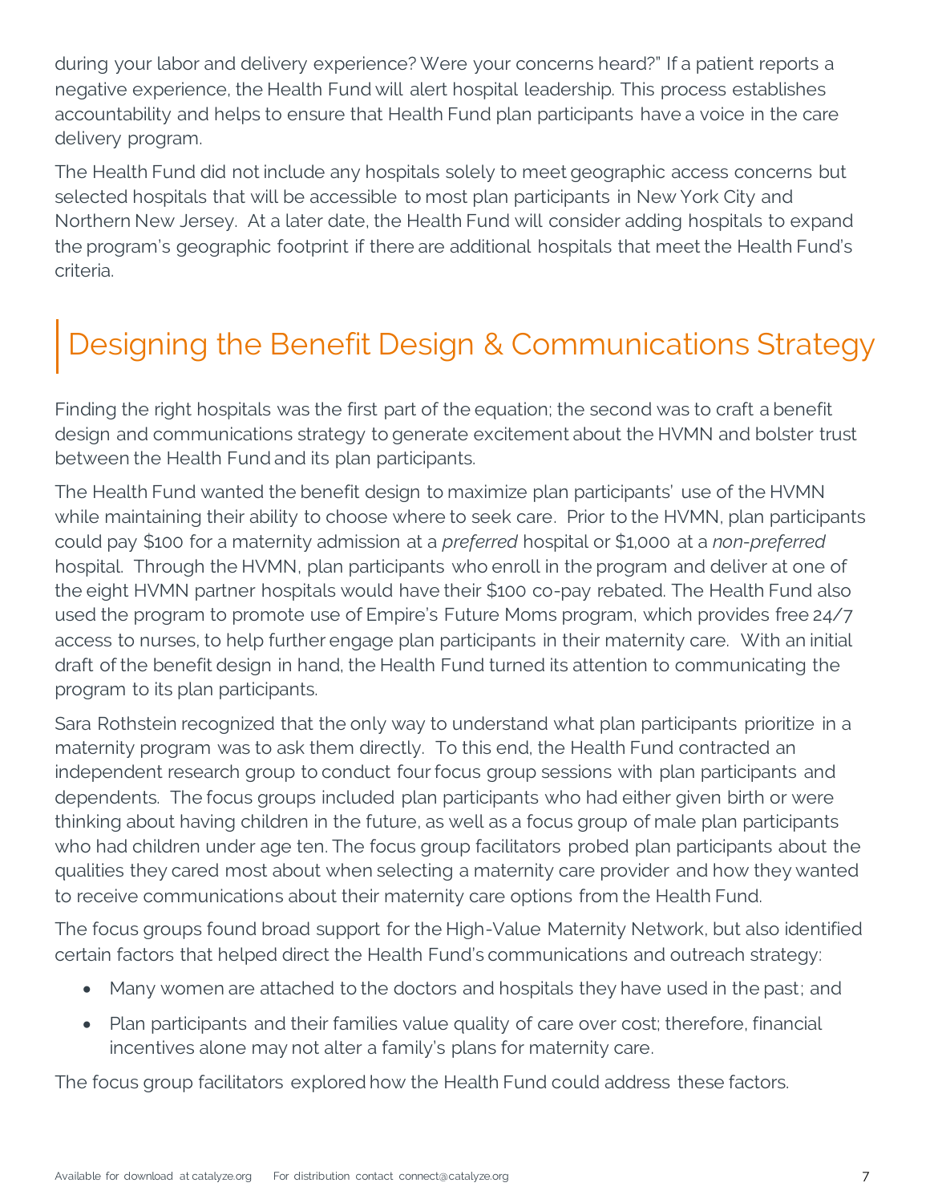during your labor and delivery experience? Were your concerns heard?" If a patient reports a negative experience, the Health Fund will alert hospital leadership. This process establishes accountability and helps to ensure that Health Fund plan participants have a voice in the care delivery program.

The Health Fund did not include any hospitals solely to meet geographic access concerns but selected hospitals that will be accessible to most plan participants in New York City and Northern New Jersey. At a later date, the Health Fund will consider adding hospitals to expand the program's geographic footprint if there are additional hospitals that meet the Health Fund's criteria.

## Designing the Benefit Design & Communications Strategy

Finding the right hospitals was the first part of the equation; the second was to craft a benefit design and communications strategy to generate excitement about the HVMN and bolster trust between the Health Fund and its plan participants.

The Health Fund wanted the benefit design to maximize plan participants' use of the HVMN while maintaining their ability to choose where to seek care. Prior to the HVMN, plan participants could pay $100 for a maternity admission at a *preferred* hospital or $1,000 at a *non-preferred* hospital. Through the HVMN, plan participants who enroll in the program and deliver at one of the eight HVMN partner hospitals would have their $100 co-pay rebated. The Health Fund also used the program to promote use of Empire's Future Moms program, which provides free 24/7 access to nurses, to help further engage plan participants in their maternity care. With an initial draft of the benefit design in hand, the Health Fund turned its attention to communicating the program to its plan participants.

Sara Rothstein recognized that the only way to understand what plan participants prioritize in a maternity program was to ask them directly. To this end, the Health Fund contracted an independent research group to conduct four focus group sessions with plan participants and dependents. The focus groups included plan participants who had either given birth or were thinking about having children in the future, as well as a focus group of male plan participants who had children under age ten. The focus group facilitators probed plan participants about the qualities they cared most about when selecting a maternity care provider and how they wanted to receive communications about their maternity care options from the Health Fund.

The focus groups found broad support for the High-Value Maternity Network, but also identified certain factors that helped direct the Health Fund's communications and outreach strategy:

- Many women are attached to the doctors and hospitals they have used in the past; and
- Plan participants and their families value quality of care over cost; therefore, financial incentives alone may not alter a family's plans for maternity care.

The focus group facilitators explored how the Health Fund could address these factors.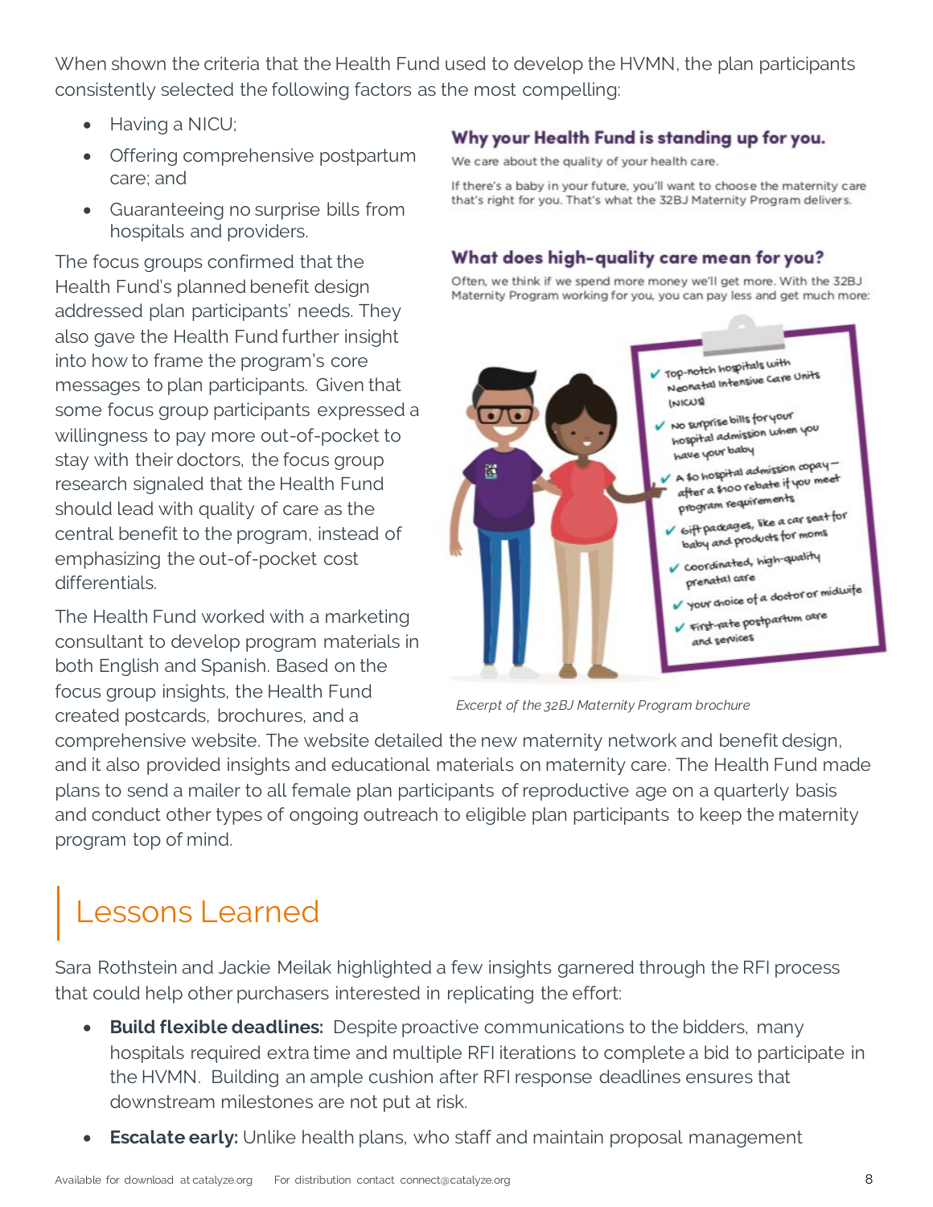When shown the criteria that the Health Fund used to develop the HVMN, the plan participants consistently selected the following factors as the most compelling:

- Having a NICU;
- Offering comprehensive postpartum care; and
- Guaranteeing no surprise bills from hospitals and providers.

The focus groups confirmed that the Health Fund's planned benefit design addressed plan participants' needs. They also gave the Health Fund further insight into how to frame the program's core messages to plan participants. Given that some focus group participants expressed a willingness to pay more out-of-pocket to stay with their doctors, the focus group research signaled that the Health Fund should lead with quality of care as the central benefit to the program, instead of emphasizing the out-of-pocket cost differentials.

**Why your Health Fund is standing up for you.**

We care about the quality of your health care.

If there's a baby in your future, you'll want to choose the maternity care that's right for you. That's what the 32BJ Maternity Program delivers.

**What does high-quality care mean for you?**

Often, we think if we spend more money we'll get more. With the 32BJ Maternity Program working for you, you can pay less and get much more:

- ✔ Top-notch hospitals with Neonatal Intensive Care Units (NICUs)
- ✔ No surprise bills for your hospital admission when you have your baby
- ✔ A $0 hospital admission copay – after a $100 rebate if you meet program requirements
- ✔ Gift packages, like a car seat for baby and products for moms
- ✔ Coordinated, high-quality prenatal care
- ✔ Your choice of a doctor or midwife
- ✔ First-rate postpartum care and services

*Excerpt of the 32BJ Maternity Program brochure*

The Health Fund worked with a marketing consultant to develop program materials in both English and Spanish. Based on the focus group insights, the Health Fund created postcards, brochures, and a comprehensive website. The website detailed the new maternity network and benefit design, and it also provided insights and educational materials on maternity care. The Health Fund made plans to send a mailer to all female plan participants of reproductive age on a quarterly basis and conduct other types of ongoing outreach to eligible plan participants to keep the maternity program top of mind.

## Lessons Learned

Sara Rothstein and Jackie Meilak highlighted a few insights garnered through the RFI process that could help other purchasers interested in replicating the effort:

- **Build flexible deadlines:** Despite proactive communications to the bidders, many hospitals required extra time and multiple RFI iterations to complete a bid to participate in the HVMN. Building an ample cushion after RFI response deadlines ensures that downstream milestones are not put at risk.
- **Escalate early:** Unlike health plans, who staff and maintain proposal management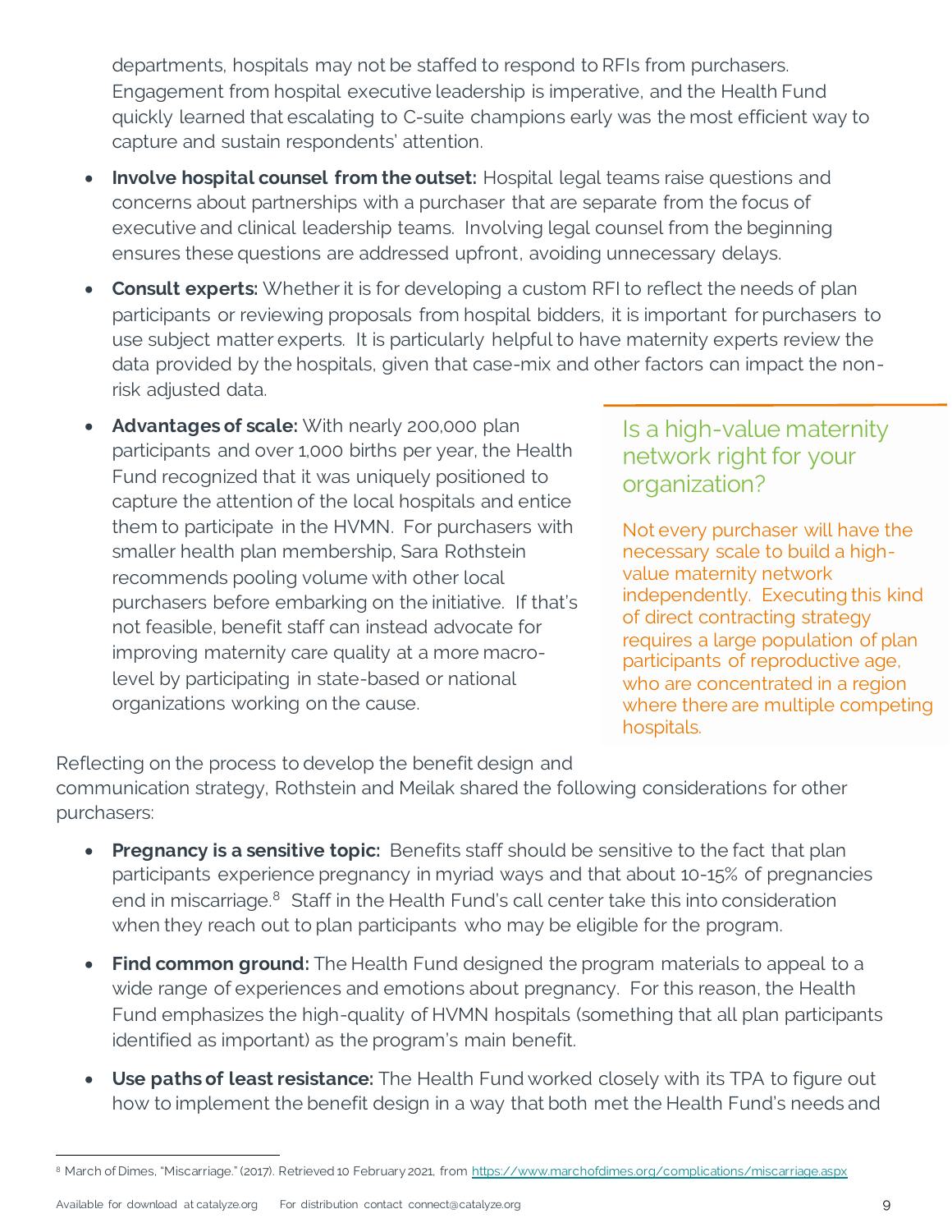departments, hospitals may not be staffed to respond to RFIs from purchasers. Engagement from hospital executive leadership is imperative, and the Health Fund quickly learned that escalating to C-suite champions early was the most efficient way to capture and sustain respondents' attention.

- **Involve hospital counsel from the outset:** Hospital legal teams raise questions and concerns about partnerships with a purchaser that are separate from the focus of executive and clinical leadership teams. Involving legal counsel from the beginning ensures these questions are addressed upfront, avoiding unnecessary delays.
- **Consult experts:** Whether it is for developing a custom RFI to reflect the needs of plan participants or reviewing proposals from hospital bidders, it is important for purchasers to use subject matter experts. It is particularly helpful to have maternity experts review the data provided by the hospitals, given that case-mix and other factors can impact the non-risk adjusted data.
- **Advantages of scale:** With nearly 200,000 plan participants and over 1,000 births per year, the Health Fund recognized that it was uniquely positioned to capture the attention of the local hospitals and entice them to participate in the HVMN. For purchasers with smaller health plan membership, Sara Rothstein recommends pooling volume with other local purchasers before embarking on the initiative. If that's not feasible, benefit staff can instead advocate for improving maternity care quality at a more macro-level by participating in state-based or national organizations working on the cause.

> **Is a high-value maternity network right for your organization?**
>
> Not every purchaser will have the necessary scale to build a high-value maternity network independently. Executing this kind of direct contracting strategy requires a large population of plan participants of reproductive age, who are concentrated in a region where there are multiple competing hospitals.

Reflecting on the process to develop the benefit design and communication strategy, Rothstein and Meilak shared the following considerations for other purchasers:

- **Pregnancy is a sensitive topic:** Benefits staff should be sensitive to the fact that plan participants experience pregnancy in myriad ways and that about 10-15% of pregnancies end in miscarriage.[8] Staff in the Health Fund's call center take this into consideration when they reach out to plan participants who may be eligible for the program.
- **Find common ground:** The Health Fund designed the program materials to appeal to a wide range of experiences and emotions about pregnancy. For this reason, the Health Fund emphasizes the high-quality of HVMN hospitals (something that all plan participants identified as important) as the program's main benefit.
- **Use paths of least resistance:** The Health Fund worked closely with its TPA to figure out how to implement the benefit design in a way that both met the Health Fund's needs and

[8] March of Dimes, "Miscarriage." (2017). Retrieved 10 February 2021, from https://www.marchofdimes.org/complications/miscarriage.aspx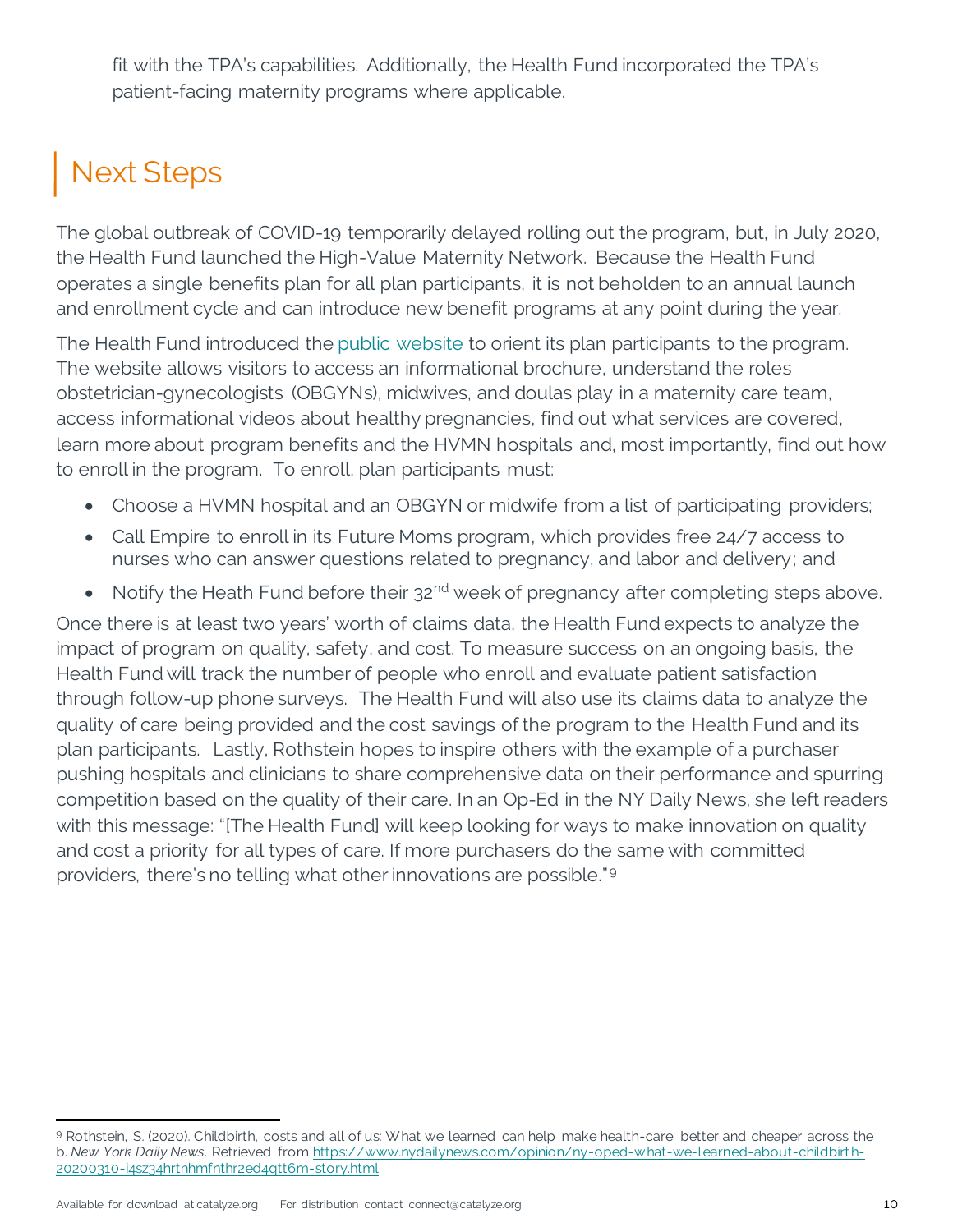fit with the TPA's capabilities. Additionally, the Health Fund incorporated the TPA's patient-facing maternity programs where applicable.

## Next Steps

The global outbreak of COVID-19 temporarily delayed rolling out the program, but, in July 2020, the Health Fund launched the High-Value Maternity Network. Because the Health Fund operates a single benefits plan for all plan participants, it is not beholden to an annual launch and enrollment cycle and can introduce new benefit programs at any point during the year.

The Health Fund introduced the public website to orient its plan participants to the program. The website allows visitors to access an informational brochure, understand the roles obstetrician-gynecologists (OBGYNs), midwives, and doulas play in a maternity care team, access informational videos about healthy pregnancies, find out what services are covered, learn more about program benefits and the HVMN hospitals and, most importantly, find out how to enroll in the program. To enroll, plan participants must:

- Choose a HVMN hospital and an OBGYN or midwife from a list of participating providers;
- Call Empire to enroll in its Future Moms program, which provides free 24/7 access to nurses who can answer questions related to pregnancy, and labor and delivery; and
- Notify the Heath Fund before their 32nd week of pregnancy after completing steps above.

Once there is at least two years' worth of claims data, the Health Fund expects to analyze the impact of program on quality, safety, and cost. To measure success on an ongoing basis, the Health Fund will track the number of people who enroll and evaluate patient satisfaction through follow-up phone surveys. The Health Fund will also use its claims data to analyze the quality of care being provided and the cost savings of the program to the Health Fund and its plan participants. Lastly, Rothstein hopes to inspire others with the example of a purchaser pushing hospitals and clinicians to share comprehensive data on their performance and spurring competition based on the quality of their care. In an Op-Ed in the NY Daily News, she left readers with this message: "[The Health Fund] will keep looking for ways to make innovation on quality and cost a priority for all types of care. If more purchasers do the same with committed providers, there's no telling what other innovations are possible."[9]

---

[9] Rothstein, S. (2020). Childbirth, costs and all of us: What we learned can help make health-care better and cheaper across the b. *New York Daily News*. Retrieved from https://www.nydailynews.com/opinion/ny-oped-what-we-learned-about-childbirth-20200310-i4sz34hrtnhmfnthr2ed4qtt6m-story.html